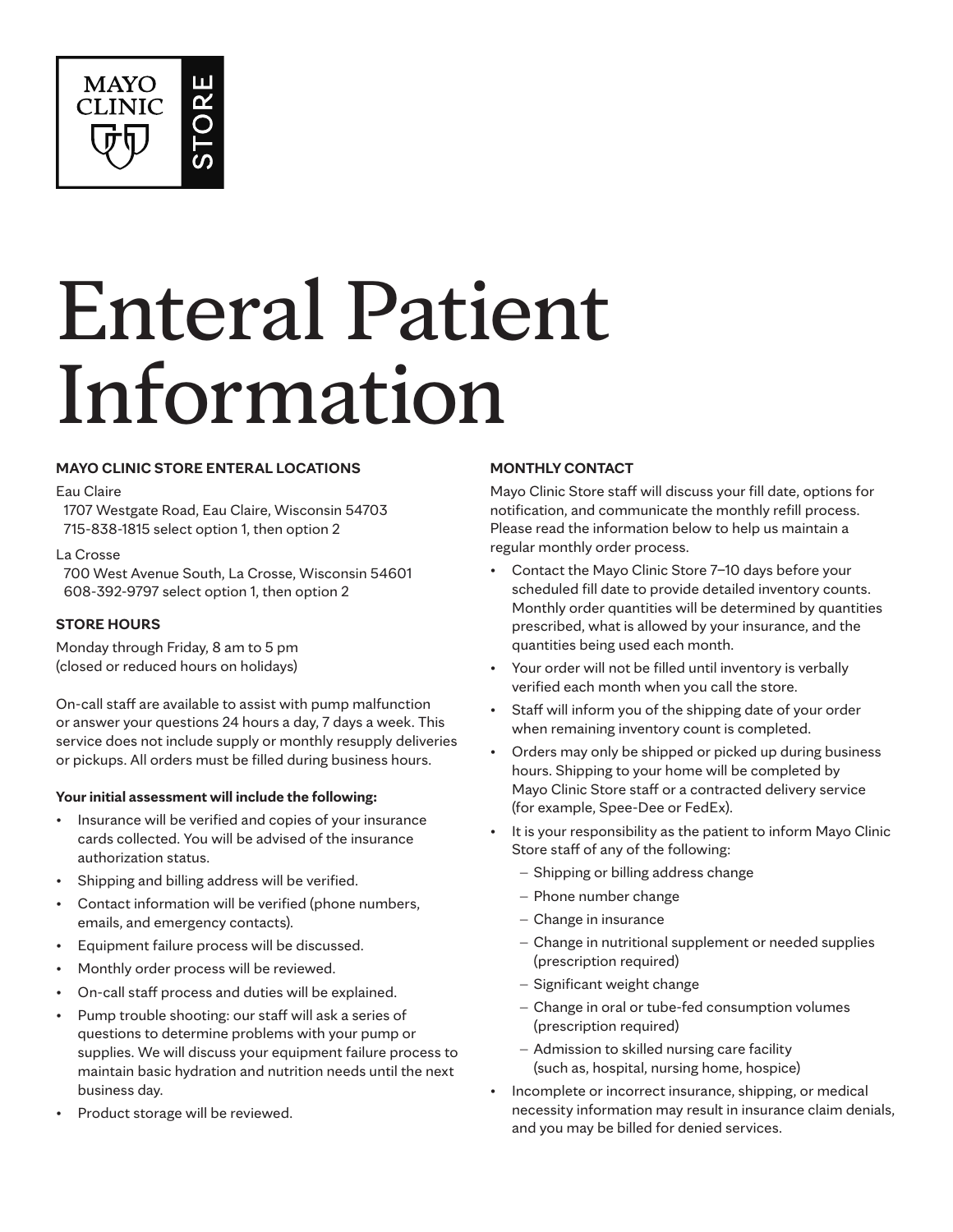MAYO CLINIC STORE

# Enteral Patient Information

### MAYO CLINIC STORE ENTERAL LOCATIONS

Eau Claire
1707 Westgate Road, Eau Claire, Wisconsin 54703
715-838-1815 select option 1, then option 2

La Crosse
700 West Avenue South, La Crosse, Wisconsin 54601
608-392-9797 select option 1, then option 2

### STORE HOURS

Monday through Friday, 8 am to 5 pm
(closed or reduced hours on holidays)

On-call staff are available to assist with pump malfunction or answer your questions 24 hours a day, 7 days a week. This service does not include supply or monthly resupply deliveries or pickups. All orders must be filled during business hours.

**Your initial assessment will include the following:**

- Insurance will be verified and copies of your insurance cards collected. You will be advised of the insurance authorization status.
- Shipping and billing address will be verified.
- Contact information will be verified (phone numbers, emails, and emergency contacts).
- Equipment failure process will be discussed.
- Monthly order process will be reviewed.
- On-call staff process and duties will be explained.
- Pump trouble shooting: our staff will ask a series of questions to determine problems with your pump or supplies. We will discuss your equipment failure process to maintain basic hydration and nutrition needs until the next business day.
- Product storage will be reviewed.

### MONTHLY CONTACT

Mayo Clinic Store staff will discuss your fill date, options for notification, and communicate the monthly refill process. Please read the information below to help us maintain a regular monthly order process.

- Contact the Mayo Clinic Store 7–10 days before your scheduled fill date to provide detailed inventory counts. Monthly order quantities will be determined by quantities prescribed, what is allowed by your insurance, and the quantities being used each month.
- Your order will not be filled until inventory is verbally verified each month when you call the store.
- Staff will inform you of the shipping date of your order when remaining inventory count is completed.
- Orders may only be shipped or picked up during business hours. Shipping to your home will be completed by Mayo Clinic Store staff or a contracted delivery service (for example, Spee-Dee or FedEx).
- It is your responsibility as the patient to inform Mayo Clinic Store staff of any of the following:
  - Shipping or billing address change
  - Phone number change
  - Change in insurance
  - Change in nutritional supplement or needed supplies (prescription required)
  - Significant weight change
  - Change in oral or tube-fed consumption volumes (prescription required)
  - Admission to skilled nursing care facility (such as, hospital, nursing home, hospice)
- Incomplete or incorrect insurance, shipping, or medical necessity information may result in insurance claim denials, and you may be billed for denied services.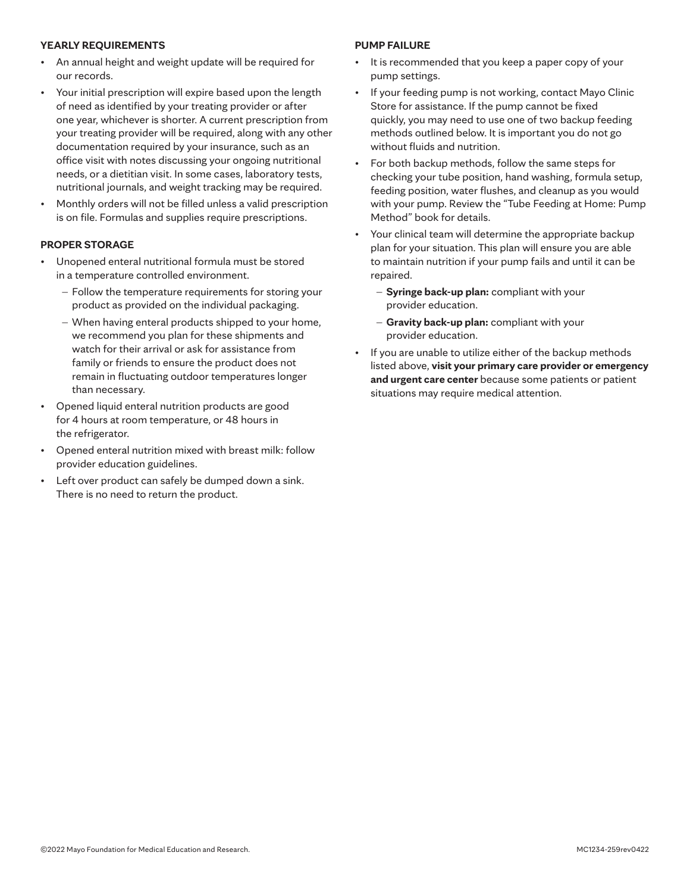### YEARLY REQUIREMENTS

- An annual height and weight update will be required for our records.
- Your initial prescription will expire based upon the length of need as identified by your treating provider or after one year, whichever is shorter. A current prescription from your treating provider will be required, along with any other documentation required by your insurance, such as an office visit with notes discussing your ongoing nutritional needs, or a dietitian visit. In some cases, laboratory tests, nutritional journals, and weight tracking may be required.
- Monthly orders will not be filled unless a valid prescription is on file. Formulas and supplies require prescriptions.

### PROPER STORAGE

- Unopened enteral nutritional formula must be stored in a temperature controlled environment.
  - Follow the temperature requirements for storing your product as provided on the individual packaging.
  - When having enteral products shipped to your home, we recommend you plan for these shipments and watch for their arrival or ask for assistance from family or friends to ensure the product does not remain in fluctuating outdoor temperatures longer than necessary.
- Opened liquid enteral nutrition products are good for 4 hours at room temperature, or 48 hours in the refrigerator.
- Opened enteral nutrition mixed with breast milk: follow provider education guidelines.
- Left over product can safely be dumped down a sink. There is no need to return the product.

### PUMP FAILURE

- It is recommended that you keep a paper copy of your pump settings.
- If your feeding pump is not working, contact Mayo Clinic Store for assistance. If the pump cannot be fixed quickly, you may need to use one of two backup feeding methods outlined below. It is important you do not go without fluids and nutrition.
- For both backup methods, follow the same steps for checking your tube position, hand washing, formula setup, feeding position, water flushes, and cleanup as you would with your pump. Review the "Tube Feeding at Home: Pump Method" book for details.
- Your clinical team will determine the appropriate backup plan for your situation. This plan will ensure you are able to maintain nutrition if your pump fails and until it can be repaired.
  - **Syringe back-up plan:** compliant with your provider education.
  - **Gravity back-up plan:** compliant with your provider education.
- If you are unable to utilize either of the backup methods listed above, **visit your primary care provider or emergency and urgent care center** because some patients or patient situations may require medical attention.

©2022 Mayo Foundation for Medical Education and Research.

MC1234-259rev0422